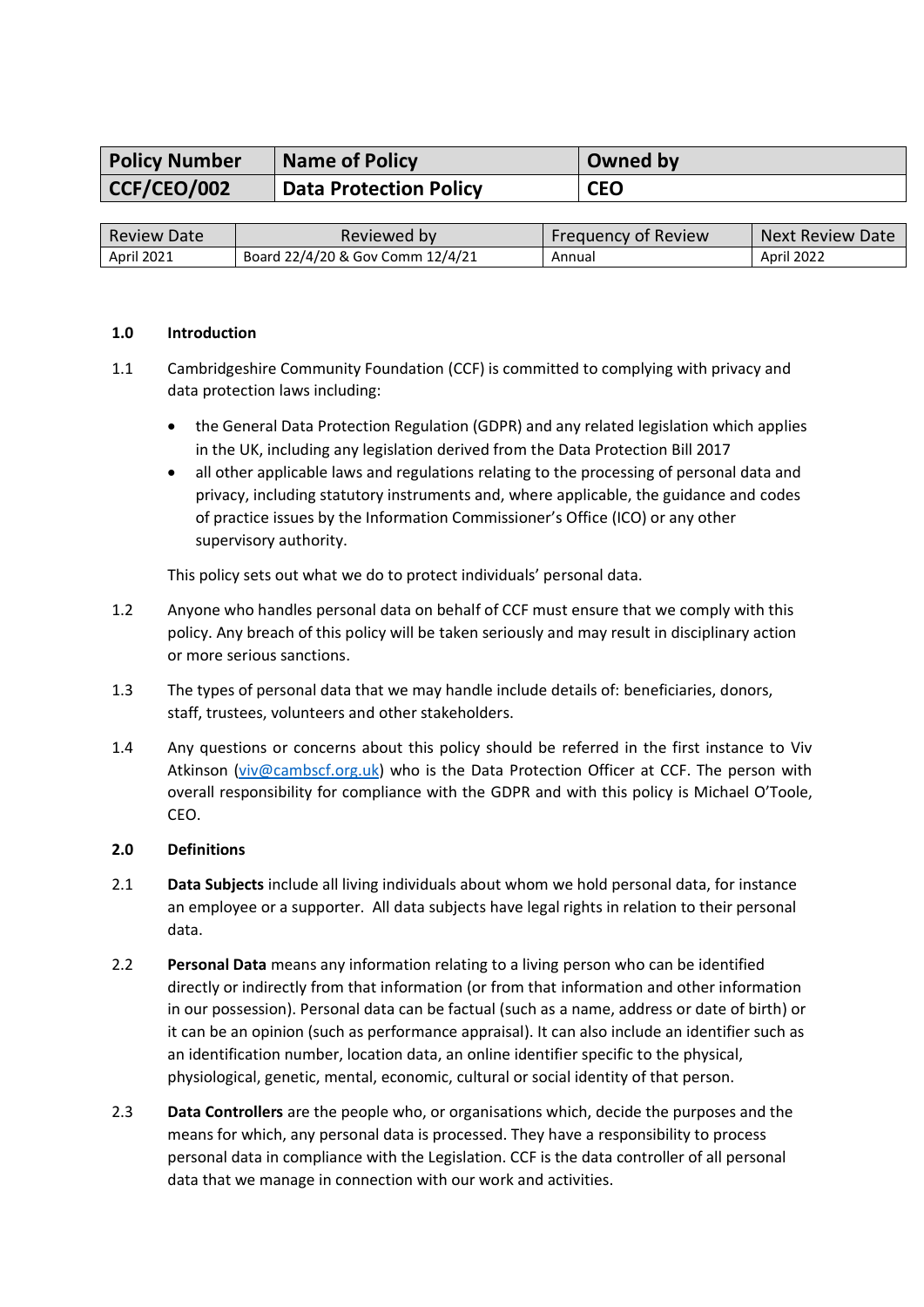| Policy Number | Name of Policy | Owned by |
|---|---|---|
| CCF/CEO/002 | Data Protection Policy | CEO |

| Review Date | Reviewed by | Frequency of Review | Next Review Date |
|---|---|---|---|
| April 2021 | Board 22/4/20 & Gov Comm 12/4/21 | Annual | April 2022 |

## 1.0 Introduction

1.1 Cambridgeshire Community Foundation (CCF) is committed to complying with privacy and data protection laws including:

- the General Data Protection Regulation (GDPR) and any related legislation which applies in the UK, including any legislation derived from the Data Protection Bill 2017
- all other applicable laws and regulations relating to the processing of personal data and privacy, including statutory instruments and, where applicable, the guidance and codes of practice issues by the Information Commissioner's Office (ICO) or any other supervisory authority.

This policy sets out what we do to protect individuals' personal data.

1.2 Anyone who handles personal data on behalf of CCF must ensure that we comply with this policy. Any breach of this policy will be taken seriously and may result in disciplinary action or more serious sanctions.

1.3 The types of personal data that we may handle include details of: beneficiaries, donors, staff, trustees, volunteers and other stakeholders.

1.4 Any questions or concerns about this policy should be referred in the first instance to Viv Atkinson (viv@cambscf.org.uk) who is the Data Protection Officer at CCF. The person with overall responsibility for compliance with the GDPR and with this policy is Michael O'Toole, CEO.

## 2.0 Definitions

2.1 **Data Subjects** include all living individuals about whom we hold personal data, for instance an employee or a supporter. All data subjects have legal rights in relation to their personal data.

2.2 **Personal Data** means any information relating to a living person who can be identified directly or indirectly from that information (or from that information and other information in our possession). Personal data can be factual (such as a name, address or date of birth) or it can be an opinion (such as performance appraisal). It can also include an identifier such as an identification number, location data, an online identifier specific to the physical, physiological, genetic, mental, economic, cultural or social identity of that person.

2.3 **Data Controllers** are the people who, or organisations which, decide the purposes and the means for which, any personal data is processed. They have a responsibility to process personal data in compliance with the Legislation. CCF is the data controller of all personal data that we manage in connection with our work and activities.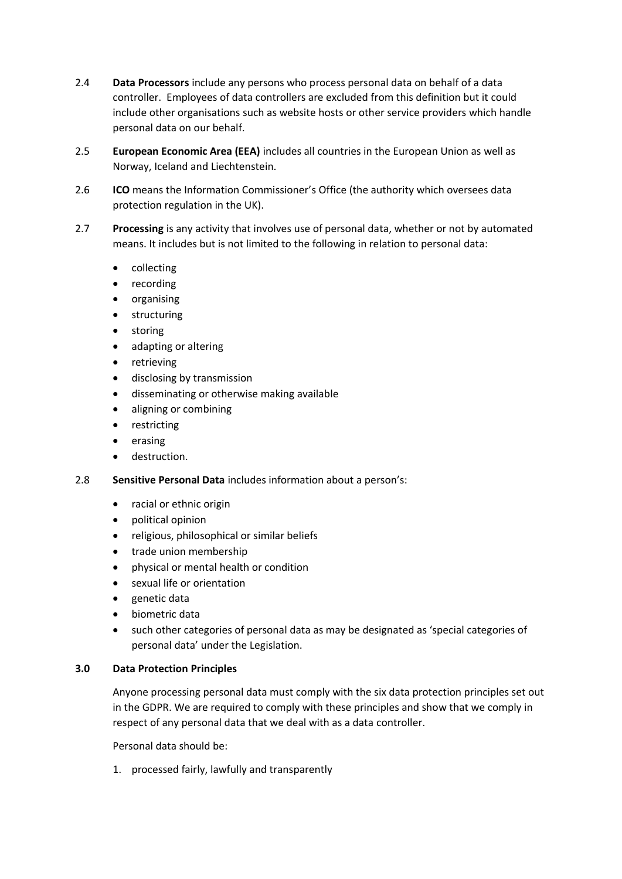2.4 **Data Processors** include any persons who process personal data on behalf of a data controller. Employees of data controllers are excluded from this definition but it could include other organisations such as website hosts or other service providers which handle personal data on our behalf.

2.5 **European Economic Area (EEA)** includes all countries in the European Union as well as Norway, Iceland and Liechtenstein.

2.6 **ICO** means the Information Commissioner's Office (the authority which oversees data protection regulation in the UK).

2.7 **Processing** is any activity that involves use of personal data, whether or not by automated means. It includes but is not limited to the following in relation to personal data:

- collecting
- recording
- organising
- structuring
- storing
- adapting or altering
- retrieving
- disclosing by transmission
- disseminating or otherwise making available
- aligning or combining
- restricting
- erasing
- destruction.

2.8 **Sensitive Personal Data** includes information about a person's:

- racial or ethnic origin
- political opinion
- religious, philosophical or similar beliefs
- trade union membership
- physical or mental health or condition
- sexual life or orientation
- genetic data
- biometric data
- such other categories of personal data as may be designated as 'special categories of personal data' under the Legislation.

## 3.0 Data Protection Principles

Anyone processing personal data must comply with the six data protection principles set out in the GDPR. We are required to comply with these principles and show that we comply in respect of any personal data that we deal with as a data controller.

Personal data should be:

1. processed fairly, lawfully and transparently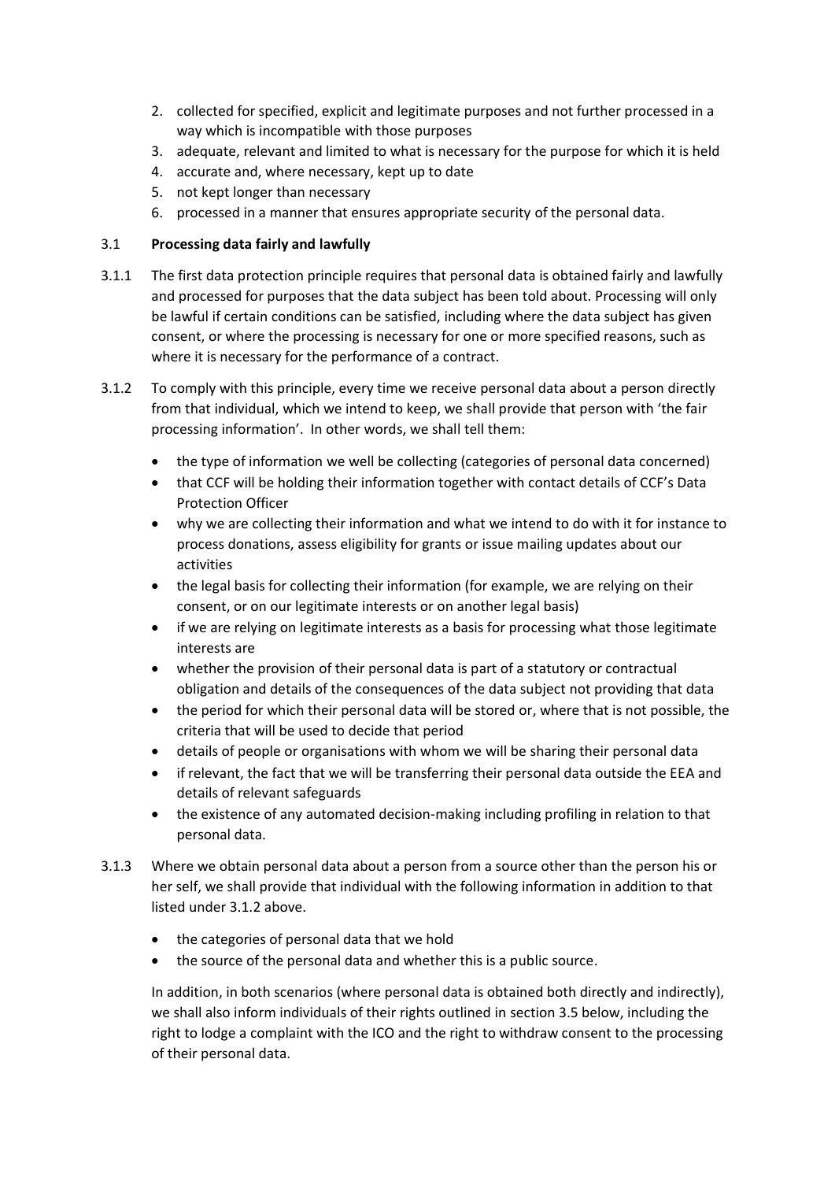2. collected for specified, explicit and legitimate purposes and not further processed in a way which is incompatible with those purposes
3. adequate, relevant and limited to what is necessary for the purpose for which it is held
4. accurate and, where necessary, kept up to date
5. not kept longer than necessary
6. processed in a manner that ensures appropriate security of the personal data.

### 3.1 Processing data fairly and lawfully

3.1.1 The first data protection principle requires that personal data is obtained fairly and lawfully and processed for purposes that the data subject has been told about. Processing will only be lawful if certain conditions can be satisfied, including where the data subject has given consent, or where the processing is necessary for one or more specified reasons, such as where it is necessary for the performance of a contract.

3.1.2 To comply with this principle, every time we receive personal data about a person directly from that individual, which we intend to keep, we shall provide that person with 'the fair processing information'. In other words, we shall tell them:

- the type of information we well be collecting (categories of personal data concerned)
- that CCF will be holding their information together with contact details of CCF's Data Protection Officer
- why we are collecting their information and what we intend to do with it for instance to process donations, assess eligibility for grants or issue mailing updates about our activities
- the legal basis for collecting their information (for example, we are relying on their consent, or on our legitimate interests or on another legal basis)
- if we are relying on legitimate interests as a basis for processing what those legitimate interests are
- whether the provision of their personal data is part of a statutory or contractual obligation and details of the consequences of the data subject not providing that data
- the period for which their personal data will be stored or, where that is not possible, the criteria that will be used to decide that period
- details of people or organisations with whom we will be sharing their personal data
- if relevant, the fact that we will be transferring their personal data outside the EEA and details of relevant safeguards
- the existence of any automated decision-making including profiling in relation to that personal data.

3.1.3 Where we obtain personal data about a person from a source other than the person his or her self, we shall provide that individual with the following information in addition to that listed under 3.1.2 above.

- the categories of personal data that we hold
- the source of the personal data and whether this is a public source.

In addition, in both scenarios (where personal data is obtained both directly and indirectly), we shall also inform individuals of their rights outlined in section 3.5 below, including the right to lodge a complaint with the ICO and the right to withdraw consent to the processing of their personal data.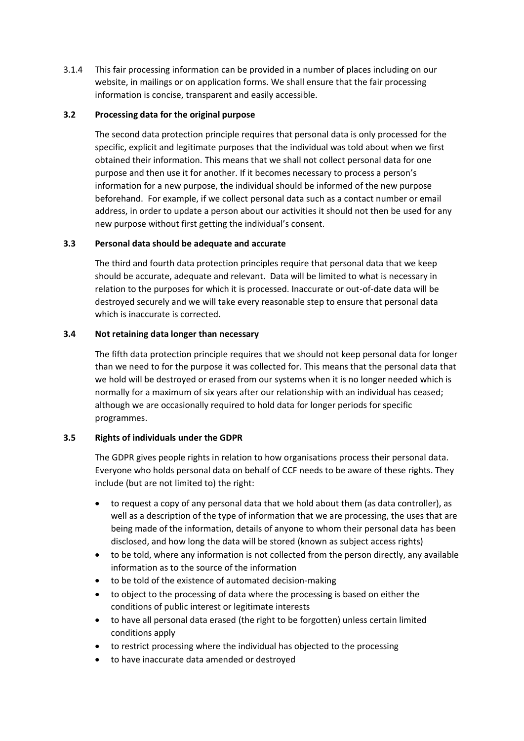3.1.4 This fair processing information can be provided in a number of places including on our website, in mailings or on application forms. We shall ensure that the fair processing information is concise, transparent and easily accessible.

### 3.2 Processing data for the original purpose

The second data protection principle requires that personal data is only processed for the specific, explicit and legitimate purposes that the individual was told about when we first obtained their information. This means that we shall not collect personal data for one purpose and then use it for another. If it becomes necessary to process a person's information for a new purpose, the individual should be informed of the new purpose beforehand. For example, if we collect personal data such as a contact number or email address, in order to update a person about our activities it should not then be used for any new purpose without first getting the individual's consent.

### 3.3 Personal data should be adequate and accurate

The third and fourth data protection principles require that personal data that we keep should be accurate, adequate and relevant. Data will be limited to what is necessary in relation to the purposes for which it is processed. Inaccurate or out-of-date data will be destroyed securely and we will take every reasonable step to ensure that personal data which is inaccurate is corrected.

### 3.4 Not retaining data longer than necessary

The fifth data protection principle requires that we should not keep personal data for longer than we need to for the purpose it was collected for. This means that the personal data that we hold will be destroyed or erased from our systems when it is no longer needed which is normally for a maximum of six years after our relationship with an individual has ceased; although we are occasionally required to hold data for longer periods for specific programmes.

### 3.5 Rights of individuals under the GDPR

The GDPR gives people rights in relation to how organisations process their personal data. Everyone who holds personal data on behalf of CCF needs to be aware of these rights. They include (but are not limited to) the right:

- to request a copy of any personal data that we hold about them (as data controller), as well as a description of the type of information that we are processing, the uses that are being made of the information, details of anyone to whom their personal data has been disclosed, and how long the data will be stored (known as subject access rights)
- to be told, where any information is not collected from the person directly, any available information as to the source of the information
- to be told of the existence of automated decision-making
- to object to the processing of data where the processing is based on either the conditions of public interest or legitimate interests
- to have all personal data erased (the right to be forgotten) unless certain limited conditions apply
- to restrict processing where the individual has objected to the processing
- to have inaccurate data amended or destroyed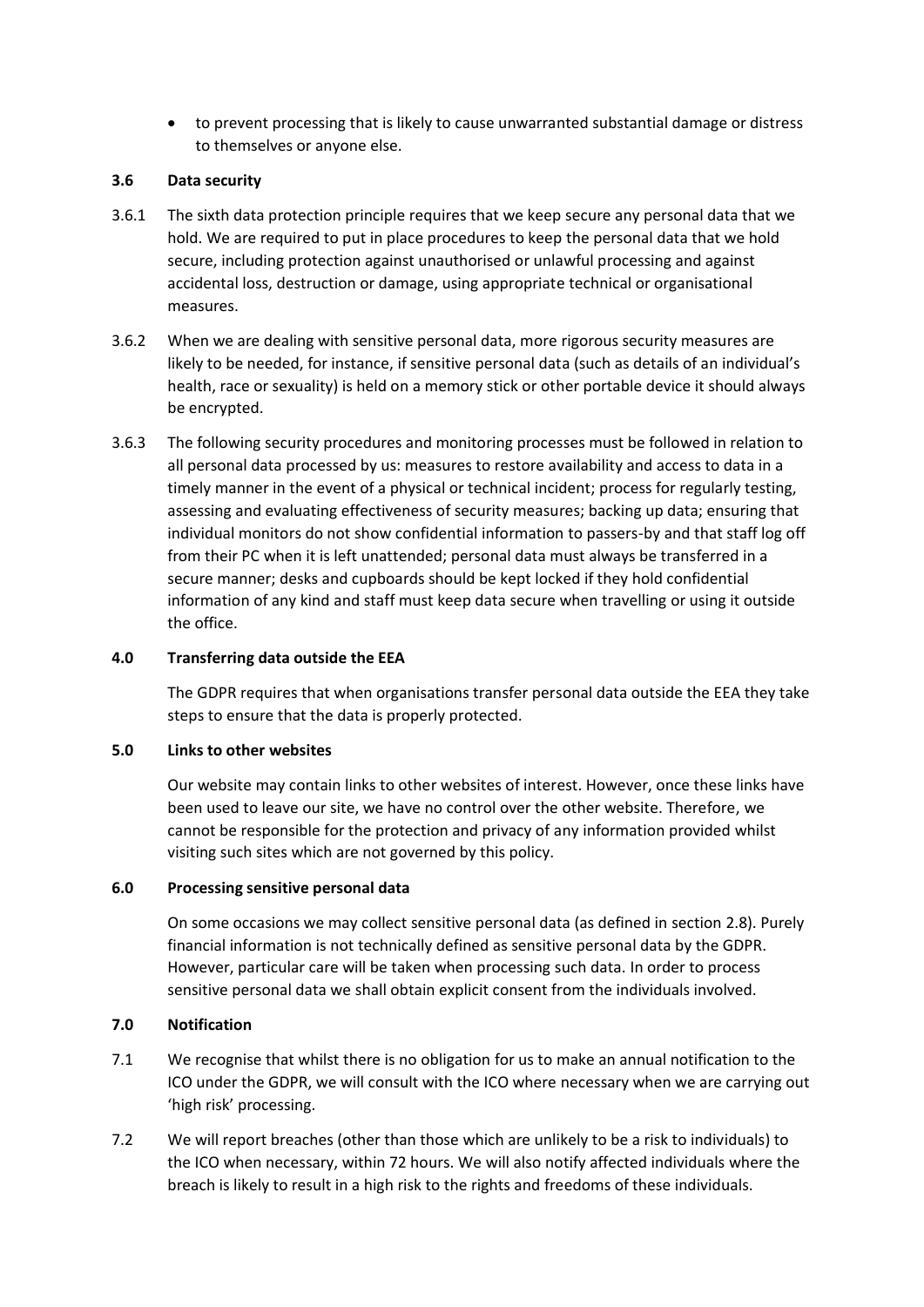- to prevent processing that is likely to cause unwarranted substantial damage or distress to themselves or anyone else.

### 3.6 Data security

3.6.1 The sixth data protection principle requires that we keep secure any personal data that we hold. We are required to put in place procedures to keep the personal data that we hold secure, including protection against unauthorised or unlawful processing and against accidental loss, destruction or damage, using appropriate technical or organisational measures.

3.6.2 When we are dealing with sensitive personal data, more rigorous security measures are likely to be needed, for instance, if sensitive personal data (such as details of an individual's health, race or sexuality) is held on a memory stick or other portable device it should always be encrypted.

3.6.3 The following security procedures and monitoring processes must be followed in relation to all personal data processed by us: measures to restore availability and access to data in a timely manner in the event of a physical or technical incident; process for regularly testing, assessing and evaluating effectiveness of security measures; backing up data; ensuring that individual monitors do not show confidential information to passers-by and that staff log off from their PC when it is left unattended; personal data must always be transferred in a secure manner; desks and cupboards should be kept locked if they hold confidential information of any kind and staff must keep data secure when travelling or using it outside the office.

## 4.0 Transferring data outside the EEA

The GDPR requires that when organisations transfer personal data outside the EEA they take steps to ensure that the data is properly protected.

## 5.0 Links to other websites

Our website may contain links to other websites of interest. However, once these links have been used to leave our site, we have no control over the other website. Therefore, we cannot be responsible for the protection and privacy of any information provided whilst visiting such sites which are not governed by this policy.

## 6.0 Processing sensitive personal data

On some occasions we may collect sensitive personal data (as defined in section 2.8). Purely financial information is not technically defined as sensitive personal data by the GDPR. However, particular care will be taken when processing such data. In order to process sensitive personal data we shall obtain explicit consent from the individuals involved.

## 7.0 Notification

7.1 We recognise that whilst there is no obligation for us to make an annual notification to the ICO under the GDPR, we will consult with the ICO where necessary when we are carrying out 'high risk' processing.

7.2 We will report breaches (other than those which are unlikely to be a risk to individuals) to the ICO when necessary, within 72 hours. We will also notify affected individuals where the breach is likely to result in a high risk to the rights and freedoms of these individuals.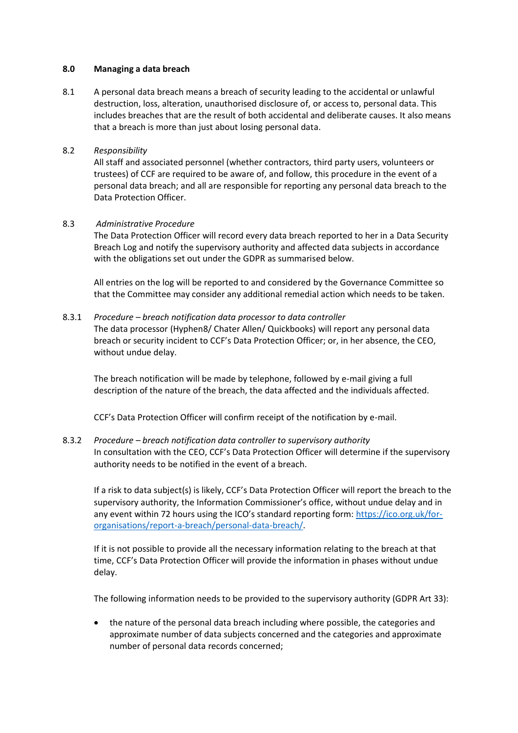## 8.0 Managing a data breach

8.1 A personal data breach means a breach of security leading to the accidental or unlawful destruction, loss, alteration, unauthorised disclosure of, or access to, personal data. This includes breaches that are the result of both accidental and deliberate causes. It also means that a breach is more than just about losing personal data.

8.2 *Responsibility*

All staff and associated personnel (whether contractors, third party users, volunteers or trustees) of CCF are required to be aware of, and follow, this procedure in the event of a personal data breach; and all are responsible for reporting any personal data breach to the Data Protection Officer.

8.3 *Administrative Procedure*

The Data Protection Officer will record every data breach reported to her in a Data Security Breach Log and notify the supervisory authority and affected data subjects in accordance with the obligations set out under the GDPR as summarised below.

All entries on the log will be reported to and considered by the Governance Committee so that the Committee may consider any additional remedial action which needs to be taken.

8.3.1 *Procedure – breach notification data processor to data controller*

The data processor (Hyphen8/ Chater Allen/ Quickbooks) will report any personal data breach or security incident to CCF's Data Protection Officer; or, in her absence, the CEO, without undue delay.

The breach notification will be made by telephone, followed by e-mail giving a full description of the nature of the breach, the data affected and the individuals affected.

CCF's Data Protection Officer will confirm receipt of the notification by e-mail.

8.3.2 *Procedure – breach notification data controller to supervisory authority*

In consultation with the CEO, CCF's Data Protection Officer will determine if the supervisory authority needs to be notified in the event of a breach.

If a risk to data subject(s) is likely, CCF's Data Protection Officer will report the breach to the supervisory authority, the Information Commissioner's office, without undue delay and in any event within 72 hours using the ICO's standard reporting form: [https://ico.org.uk/for-organisations/report-a-breach/personal-data-breach/](https://ico.org.uk/for-organisations/report-a-breach/personal-data-breach/).

If it is not possible to provide all the necessary information relating to the breach at that time, CCF's Data Protection Officer will provide the information in phases without undue delay.

The following information needs to be provided to the supervisory authority (GDPR Art 33):

- the nature of the personal data breach including where possible, the categories and approximate number of data subjects concerned and the categories and approximate number of personal data records concerned;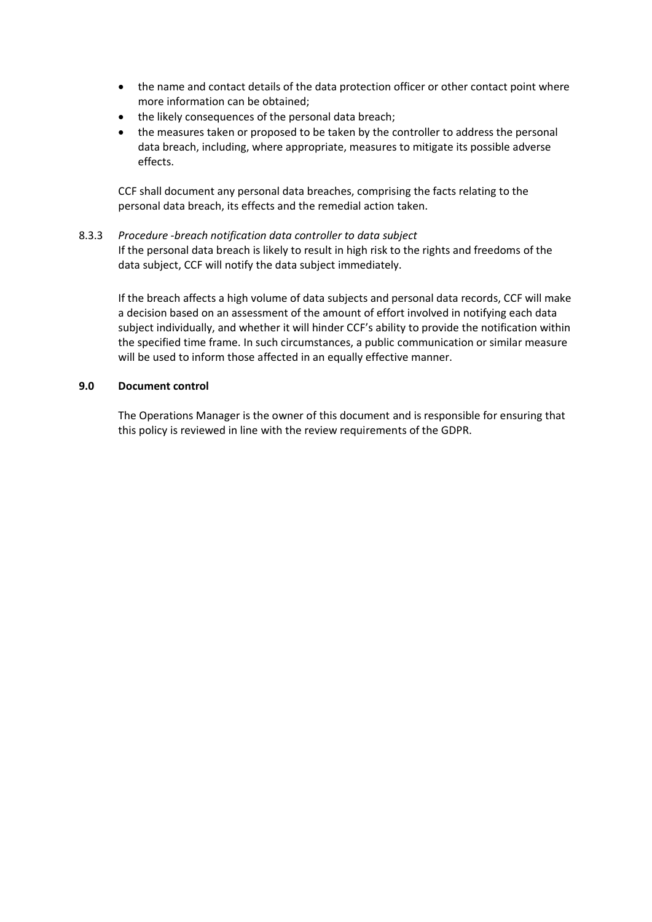- the name and contact details of the data protection officer or other contact point where more information can be obtained;
- the likely consequences of the personal data breach;
- the measures taken or proposed to be taken by the controller to address the personal data breach, including, where appropriate, measures to mitigate its possible adverse effects.

CCF shall document any personal data breaches, comprising the facts relating to the personal data breach, its effects and the remedial action taken.

8.3.3 *Procedure -breach notification data controller to data subject*

If the personal data breach is likely to result in high risk to the rights and freedoms of the data subject, CCF will notify the data subject immediately.

If the breach affects a high volume of data subjects and personal data records, CCF will make a decision based on an assessment of the amount of effort involved in notifying each data subject individually, and whether it will hinder CCF's ability to provide the notification within the specified time frame. In such circumstances, a public communication or similar measure will be used to inform those affected in an equally effective manner.

## 9.0 Document control

The Operations Manager is the owner of this document and is responsible for ensuring that this policy is reviewed in line with the review requirements of the GDPR.